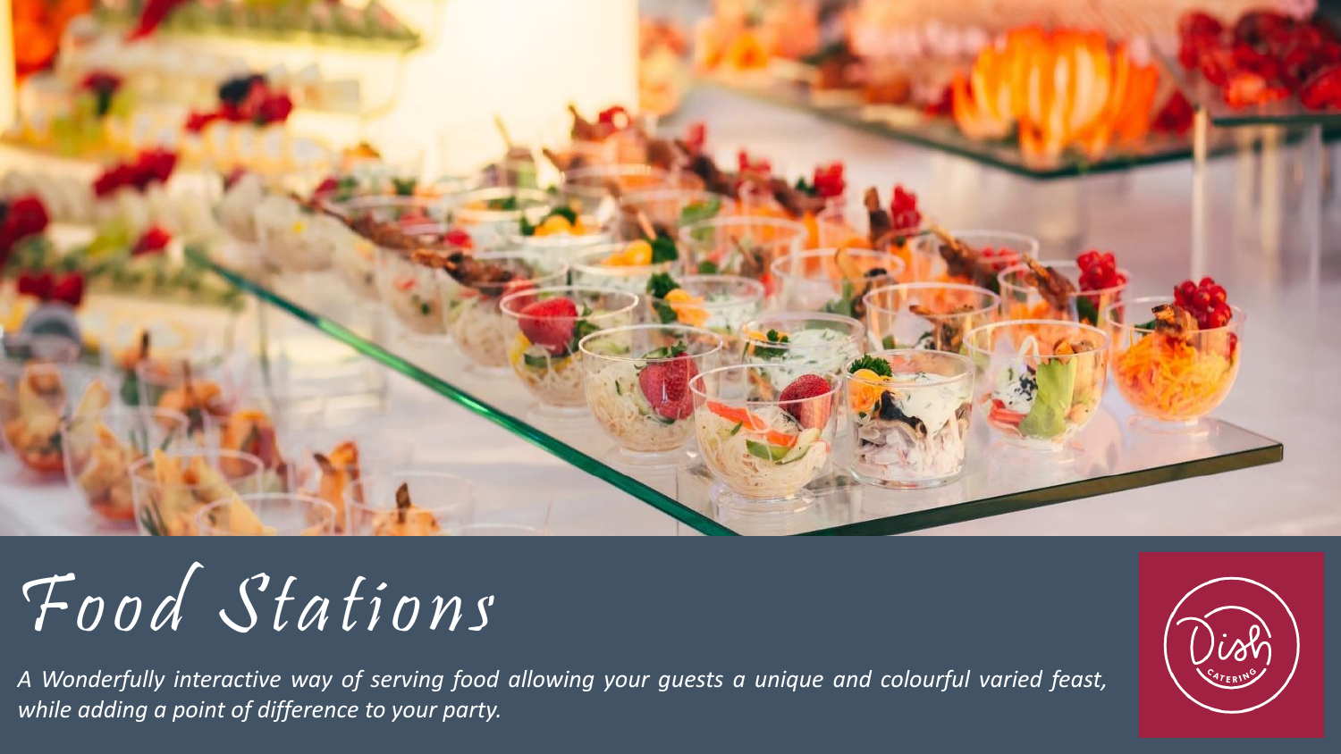# Food Stations

*A Wonderfully interactive way of serving food allowing your guests a unique and colourful varied feast, while adding a point of difference to your party.*

Dish CATERING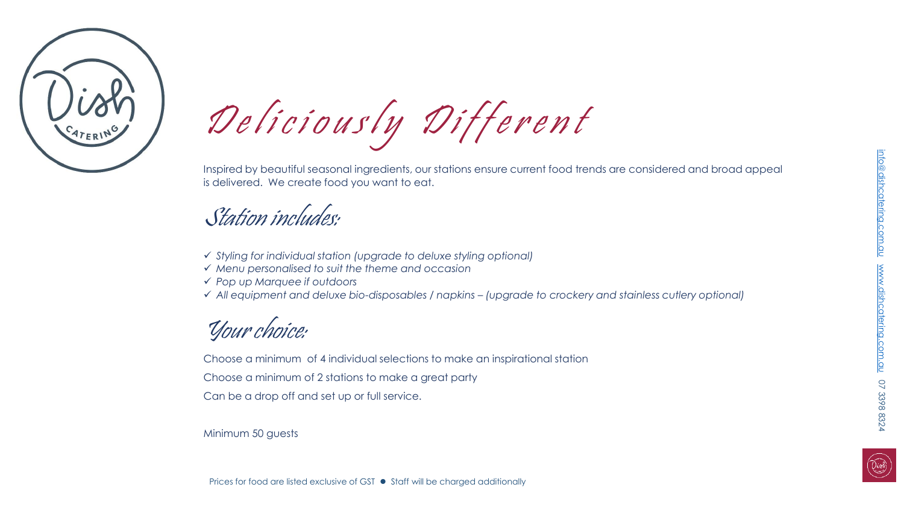# Deliciously Different

Inspired by beautiful seasonal ingredients, our stations ensure current food trends are considered and broad appeal is delivered. We create food you want to eat.

## Station includes:

- ✓ *Styling for individual station (upgrade to deluxe styling optional)*
- ✓ *Menu personalised to suit the theme and occasion*
- ✓ *Pop up Marquee if outdoors*
- ✓ *All equipment and deluxe bio-disposables / napkins – (upgrade to crockery and stainless cutlery optional)*

## Your choice:

Choose a minimum of 4 individual selections to make an inspirational station

Choose a minimum of 2 stations to make a great party

Can be a drop off and set up or full service.

Minimum 50 guests

Prices for food are listed exclusive of GST ● Staff will be charged additionally

info@dishcatering.com.au www.dishcatering.com.au 07 3398 8324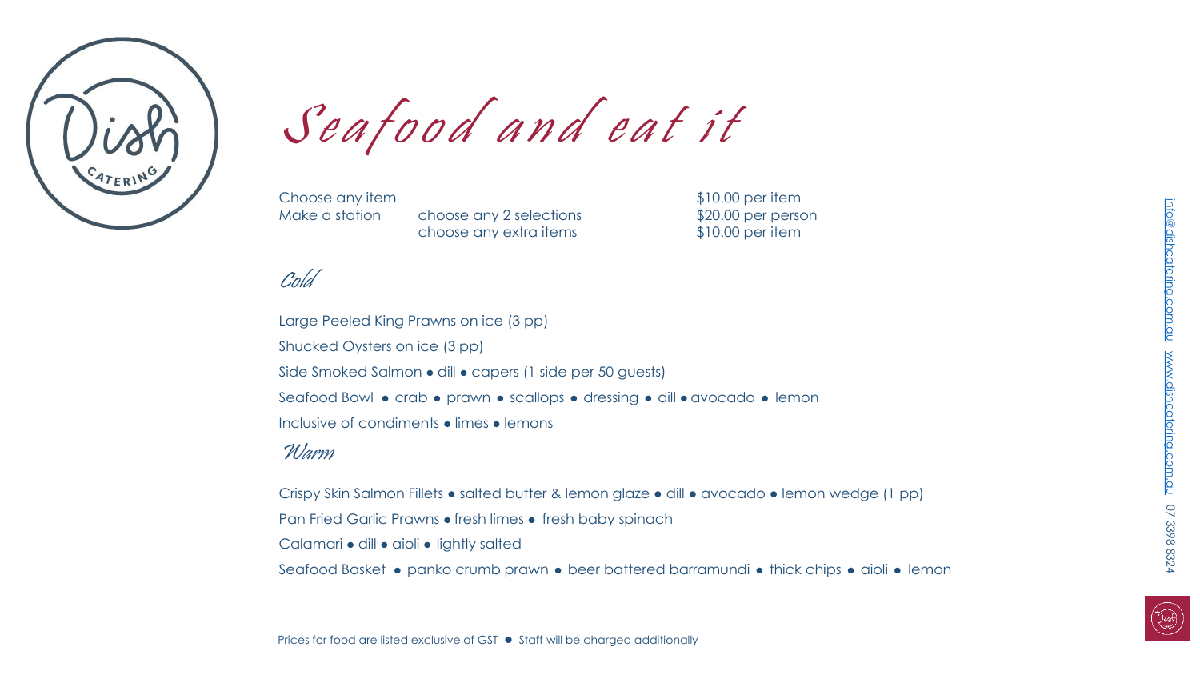# Seafood and eat it

| | | |
|---|---|---|
| Choose any item | | $10.00 per item |
| Make a station | choose any 2 selections | $20.00 per person |
| | choose any extra items | $10.00 per item |

## Cold

Large Peeled King Prawns on ice (3 pp)

Shucked Oysters on ice (3 pp)

Side Smoked Salmon • dill • capers (1 side per 50 guests)

Seafood Bowl • crab • prawn • scallops • dressing • dill • avocado • lemon

Inclusive of condiments • limes • lemons

## Warm

Crispy Skin Salmon Fillets • salted butter & lemon glaze • dill • avocado • lemon wedge (1 pp)

Pan Fried Garlic Prawns • fresh limes • fresh baby spinach

Calamari • dill • aioli • lightly salted

Seafood Basket • panko crumb prawn • beer battered barramundi • thick chips • aioli • lemon

Prices for food are listed exclusive of GST • Staff will be charged additionally

info@dishcatering.com.au www.dishcatering.com.au 07 3398 8324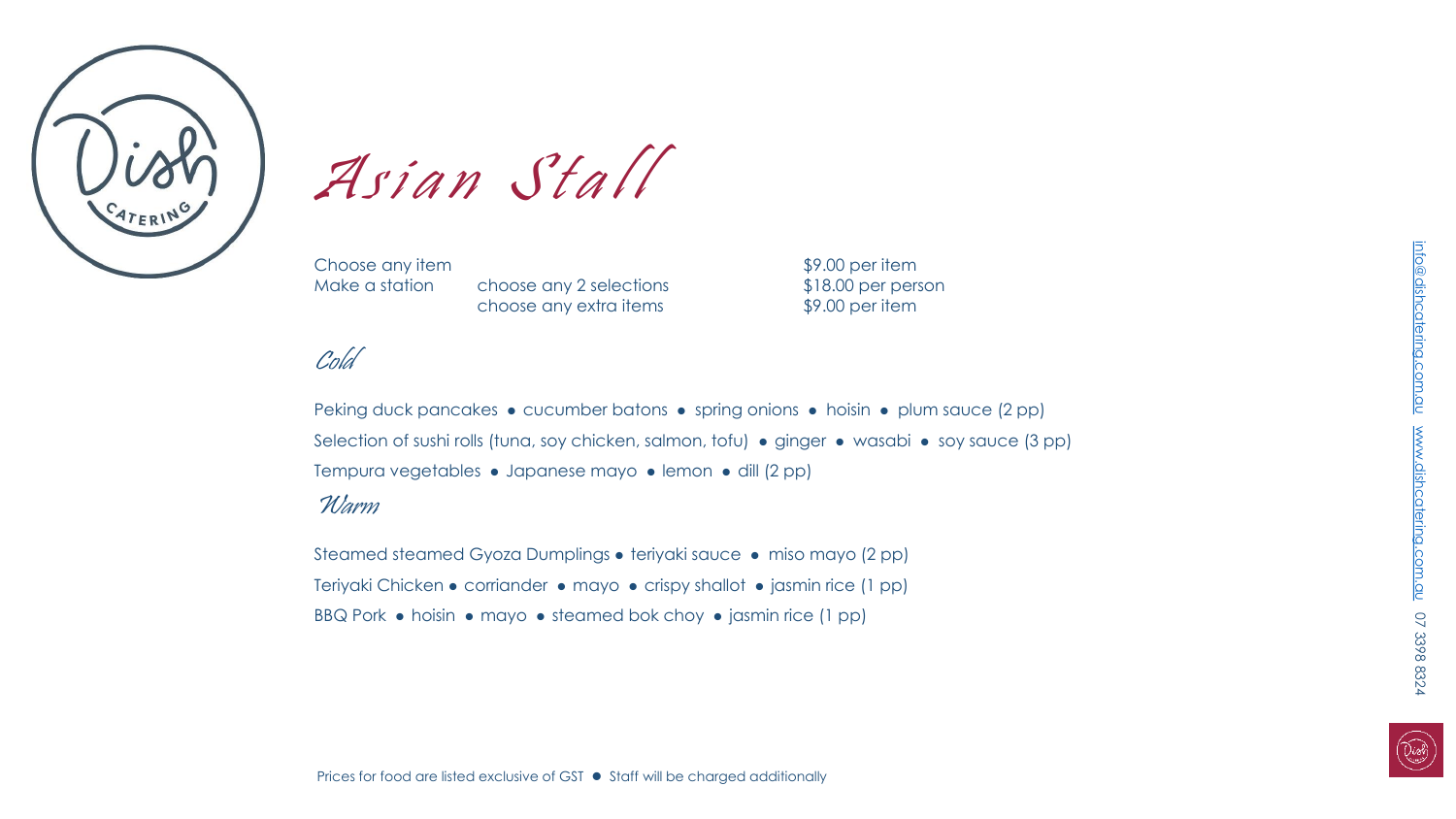# Asian Stall

| | | |
|---|---|---|
| Choose any item | | $9.00 per item |
| Make a station | choose any 2 selections | $18.00 per person |
| | choose any extra items | $9.00 per item |

## Cold

Peking duck pancakes • cucumber batons • spring onions • hoisin • plum sauce (2 pp)

Selection of sushi rolls (tuna, soy chicken, salmon, tofu) • ginger • wasabi • soy sauce (3 pp)

Tempura vegetables • Japanese mayo • lemon • dill (2 pp)

## Warm

Steamed steamed Gyoza Dumplings • teriyaki sauce • miso mayo (2 pp)

Teriyaki Chicken • corriander • mayo • crispy shallot • jasmin rice (1 pp)

BBQ Pork • hoisin • mayo • steamed bok choy • jasmin rice (1 pp)

Prices for food are listed exclusive of GST • Staff will be charged additionally

info@dishcatering.com.au www.dishcatering.com.au 07 3398 8324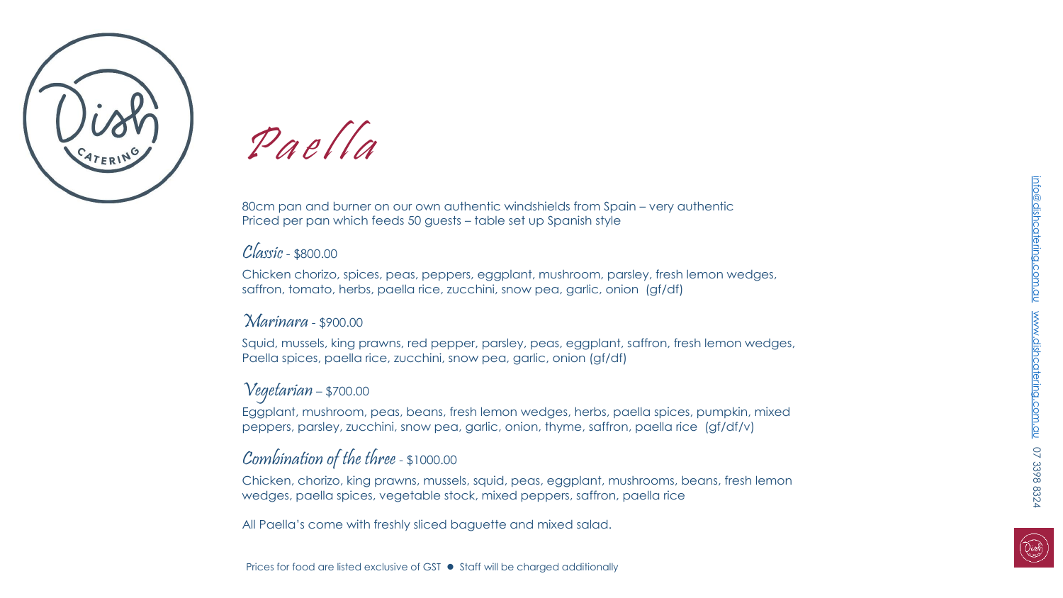# Paella

80cm pan and burner on our own authentic windshields from Spain – very authentic
Priced per pan which feeds 50 guests – table set up Spanish style

## Classic - $800.00

Chicken chorizo, spices, peas, peppers, eggplant, mushroom, parsley, fresh lemon wedges, saffron, tomato, herbs, paella rice, zucchini, snow pea, garlic, onion (gf/df)

## Marinara - $900.00

Squid, mussels, king prawns, red pepper, parsley, peas, eggplant, saffron, fresh lemon wedges, Paella spices, paella rice, zucchini, snow pea, garlic, onion (gf/df)

## Vegetarian – $700.00

Eggplant, mushroom, peas, beans, fresh lemon wedges, herbs, paella spices, pumpkin, mixed peppers, parsley, zucchini, snow pea, garlic, onion, thyme, saffron, paella rice (gf/df/v)

## Combination of the three - $1000.00

Chicken, chorizo, king prawns, mussels, squid, peas, eggplant, mushrooms, beans, fresh lemon wedges, paella spices, vegetable stock, mixed peppers, saffron, paella rice

All Paella's come with freshly sliced baguette and mixed salad.

Prices for food are listed exclusive of GST ● Staff will be charged additionally

info@dishcatering.com.au www.dishcatering.com.au 07 3398 8324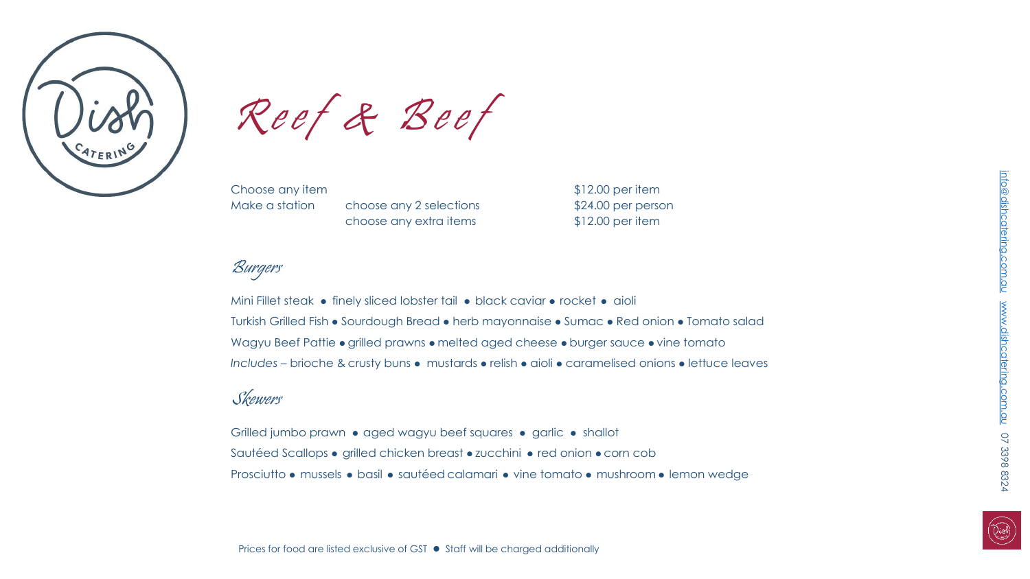# Reef & Beef

| | | |
|---|---|---|
| Choose any item | | $12.00 per item |
| Make a station | choose any 2 selections | $24.00 per person |
| | choose any extra items | $12.00 per item |

## Burgers

Mini Fillet steak • finely sliced lobster tail • black caviar • rocket • aioli

Turkish Grilled Fish • Sourdough Bread • herb mayonnaise • Sumac • Red onion • Tomato salad

Wagyu Beef Pattie • grilled prawns • melted aged cheese • burger sauce • vine tomato

*Includes* – brioche & crusty buns • mustards • relish • aioli • caramelised onions • lettuce leaves

## Skewers

Grilled jumbo prawn • aged wagyu beef squares • garlic • shallot

Sautéed Scallops • grilled chicken breast • zucchini • red onion • corn cob

Prosciutto • mussels • basil • sautéed calamari • vine tomato • mushroom • lemon wedge

Prices for food are listed exclusive of GST • Staff will be charged additionally

info@dishcatering.com.au www.dishcatering.com.au 07 3398 8324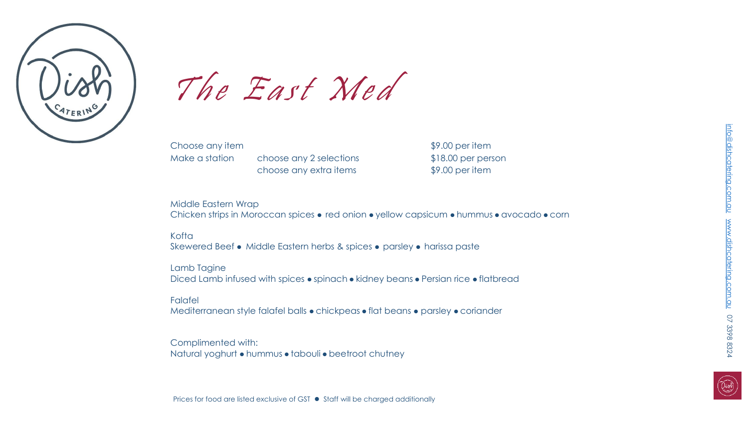# The East Med

| | | |
|---|---|---|
| Choose any item | | $9.00 per item |
| Make a station | choose any 2 selections | $18.00 per person |
| | choose any extra items | $9.00 per item |

Middle Eastern Wrap
Chicken strips in Moroccan spices ● red onion ● yellow capsicum ● hummus ● avocado ● corn

Kofta
Skewered Beef ● Middle Eastern herbs & spices ● parsley ● harissa paste

Lamb Tagine
Diced Lamb infused with spices ● spinach ● kidney beans ● Persian rice ● flatbread

Falafel
Mediterranean style falafel balls ● chickpeas ● flat beans ● parsley ● coriander

Complimented with:
Natural yoghurt ● hummus ● tabouli ● beetroot chutney

Prices for food are listed exclusive of GST ● Staff will be charged additionally

info@dishcatering.com.au www.dishcatering.com.au 07 3398 8324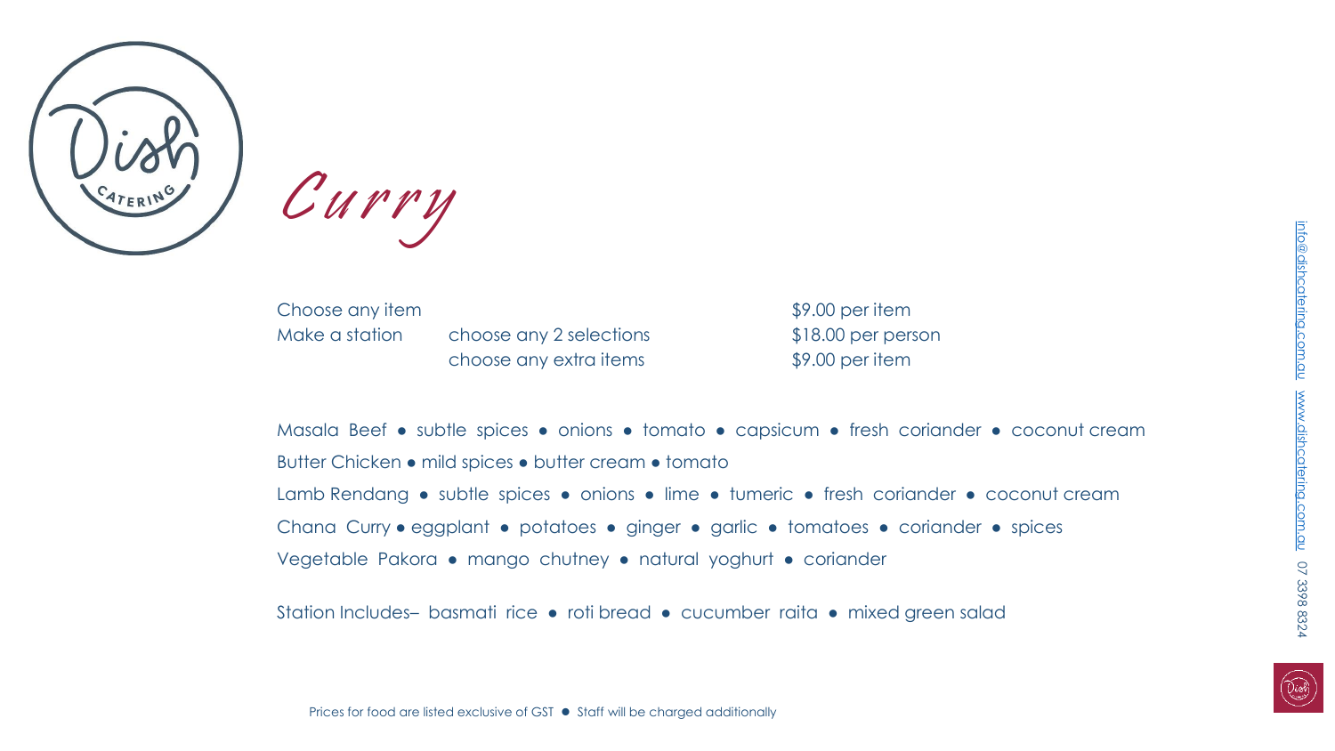# Curry

| | | |
|---|---|---|
| Choose any item | | $9.00 per item |
| Make a station | choose any 2 selections | $18.00 per person |
| | choose any extra items | $9.00 per item |

Masala Beef ● subtle spices ● onions ● tomato ● capsicum ● fresh coriander ● coconut cream

Butter Chicken ● mild spices ● butter cream ● tomato

Lamb Rendang ● subtle spices ● onions ● lime ● tumeric ● fresh coriander ● coconut cream

Chana Curry ● eggplant ● potatoes ● ginger ● garlic ● tomatoes ● coriander ● spices

Vegetable Pakora ● mango chutney ● natural yoghurt ● coriander

Station Includes– basmati rice ● roti bread ● cucumber raita ● mixed green salad

Prices for food are listed exclusive of GST ● Staff will be charged additionally

info@dishcatering.com.au www.dishcatering.com.au 07 3398 8324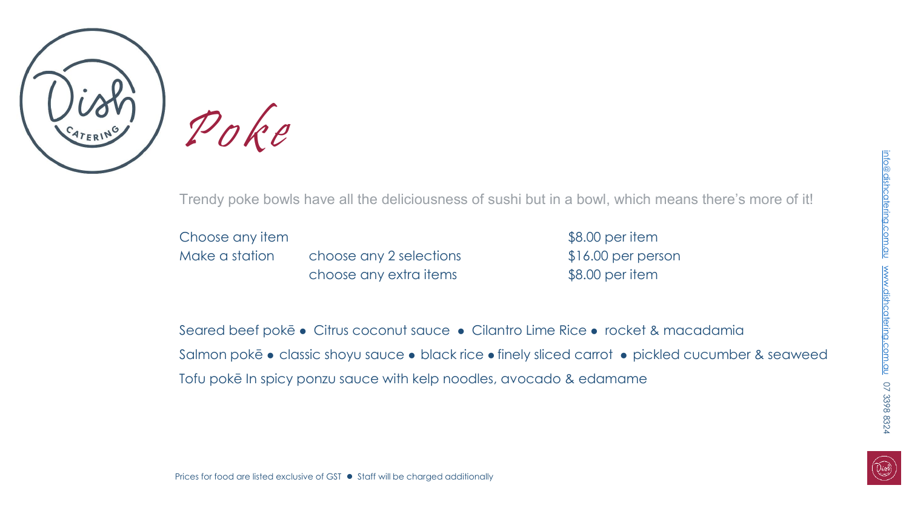# Poke

Trendy poke bowls have all the deliciousness of sushi but in a bowl, which means there's more of it!

| | | |
|---|---|---|
| Choose any item | | $8.00 per item |
| Make a station | choose any 2 selections | $16.00 per person |
| | choose any extra items | $8.00 per item |

Seared beef pokē ● Citrus coconut sauce ● Cilantro Lime Rice ● rocket & macadamia

Salmon pokē ● classic shoyu sauce ● black rice ● finely sliced carrot ● pickled cucumber & seaweed

Tofu pokē In spicy ponzu sauce with kelp noodles, avocado & edamame

Prices for food are listed exclusive of GST ● Staff will be charged additionally

info@dishcatering.com.au www.dishcatering.com.au 07 3398 8324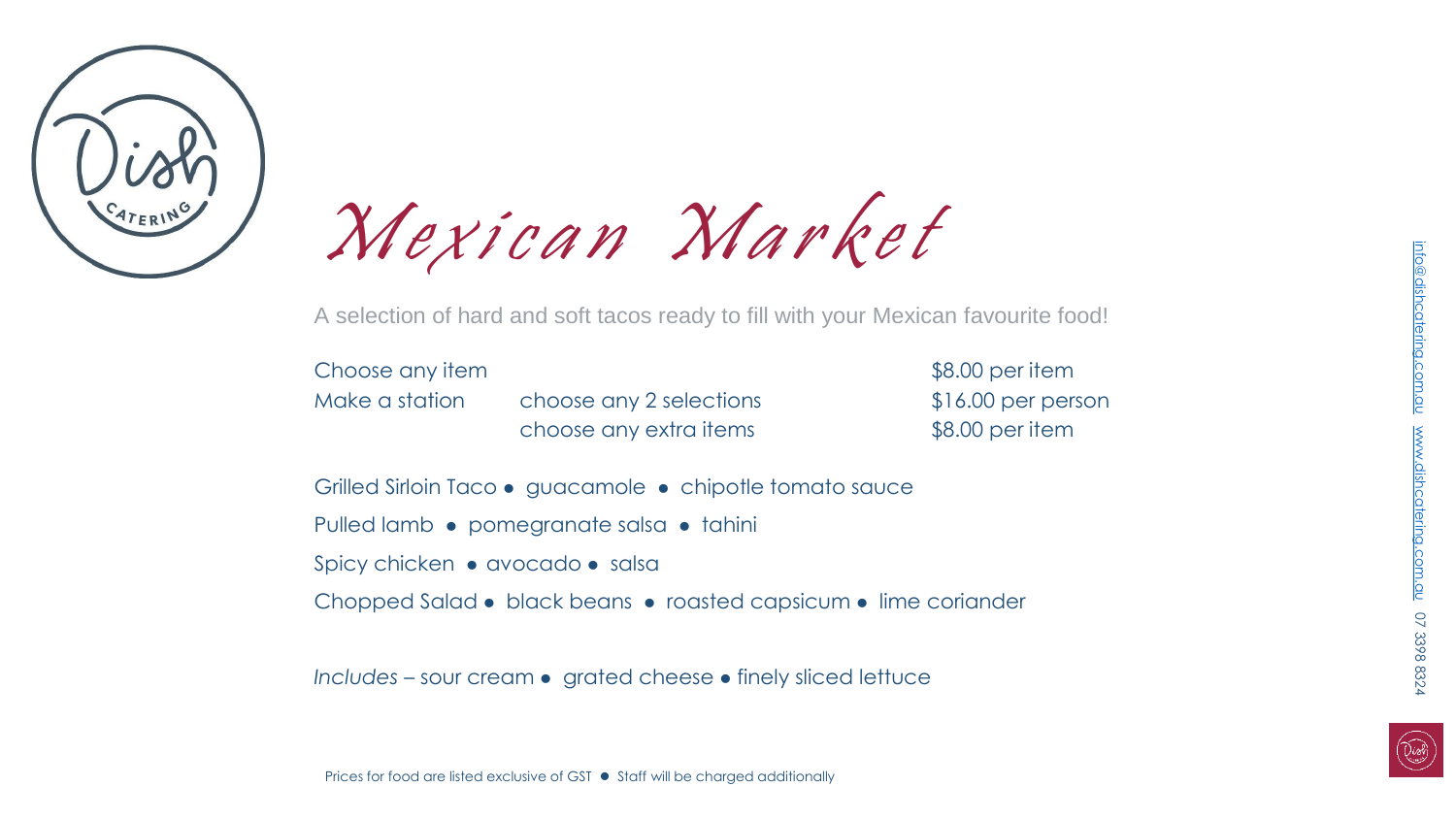# Mexican Market

A selection of hard and soft tacos ready to fill with your Mexican favourite food!

| | | |
|---|---|---|
| Choose any item | | $8.00 per item |
| Make a station | choose any 2 selections | $16.00 per person |
| | choose any extra items | $8.00 per item |

Grilled Sirloin Taco • guacamole • chipotle tomato sauce

Pulled lamb • pomegranate salsa • tahini

Spicy chicken • avocado • salsa

Chopped Salad • black beans • roasted capsicum • lime coriander

*Includes* – sour cream • grated cheese • finely sliced lettuce

Prices for food are listed exclusive of GST • Staff will be charged additionally

info@dishcatering.com.au www.dishcatering.com.au 07 3398 8324